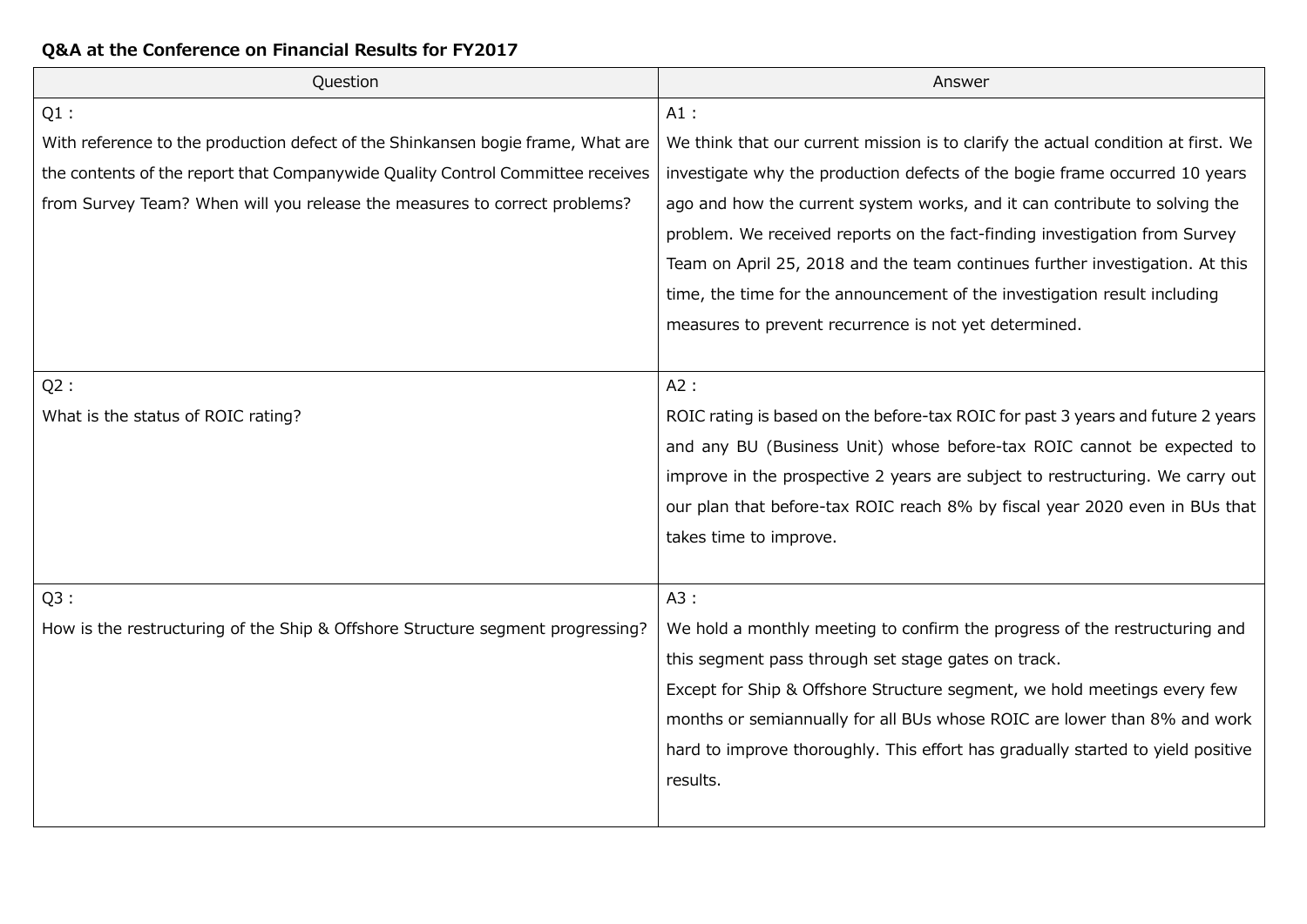**Q&A at the Conference on Financial Results for FY2017**

| Question | Answer |
|---|---|
| Q1 :<br>With reference to the production defect of the Shinkansen bogie frame, What are the contents of the report that Companywide Quality Control Committee receives from Survey Team? When will you release the measures to correct problems? | A1 :<br>We think that our current mission is to clarify the actual condition at first. We investigate why the production defects of the bogie frame occurred 10 years ago and how the current system works, and it can contribute to solving the problem. We received reports on the fact-finding investigation from Survey Team on April 25, 2018 and the team continues further investigation. At this time, the time for the announcement of the investigation result including measures to prevent recurrence is not yet determined. |
| Q2 :<br>What is the status of ROIC rating? | A2 :<br>ROIC rating is based on the before-tax ROIC for past 3 years and future 2 years and any BU (Business Unit) whose before-tax ROIC cannot be expected to improve in the prospective 2 years are subject to restructuring. We carry out our plan that before-tax ROIC reach 8% by fiscal year 2020 even in BUs that takes time to improve. |
| Q3 :<br>How is the restructuring of the Ship & Offshore Structure segment progressing? | A3 :<br>We hold a monthly meeting to confirm the progress of the restructuring and this segment pass through set stage gates on track.<br>Except for Ship & Offshore Structure segment, we hold meetings every few months or semiannually for all BUs whose ROIC are lower than 8% and work hard to improve thoroughly. This effort has gradually started to yield positive results. |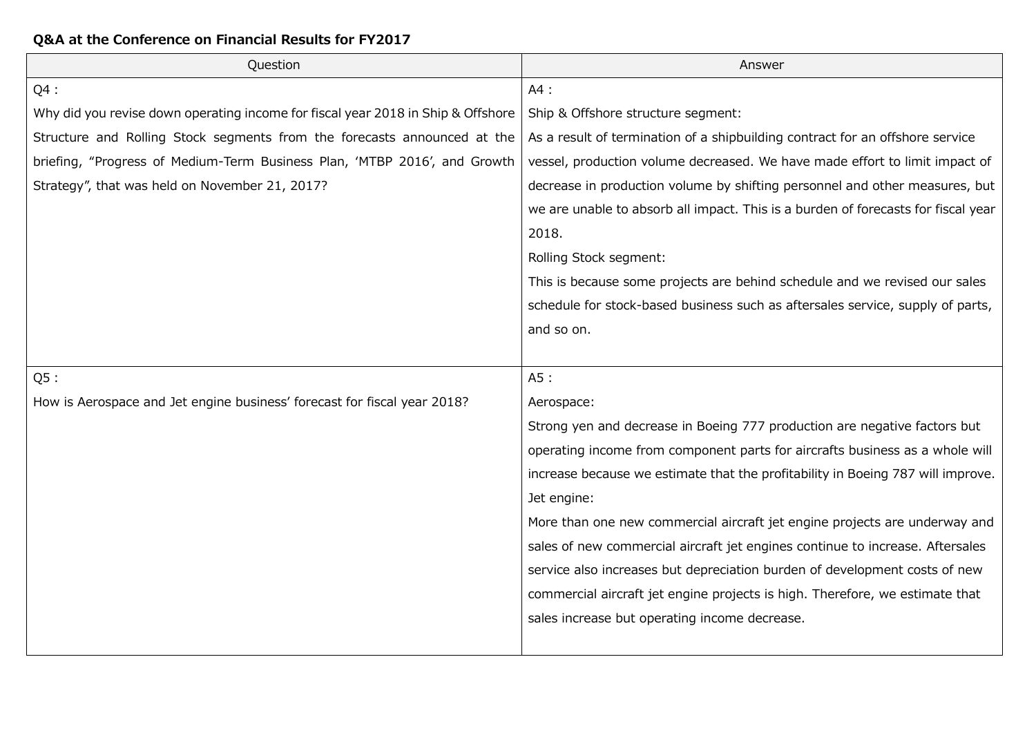**Q&A at the Conference on Financial Results for FY2017**

| Question | Answer |
| --- | --- |
| Q4 :<br>Why did you revise down operating income for fiscal year 2018 in Ship & Offshore Structure and Rolling Stock segments from the forecasts announced at the briefing, "Progress of Medium-Term Business Plan, 'MTBP 2016', and Growth Strategy", that was held on November 21, 2017? | A4 :<br>Ship & Offshore structure segment:<br>As a result of termination of a shipbuilding contract for an offshore service vessel, production volume decreased. We have made effort to limit impact of decrease in production volume by shifting personnel and other measures, but we are unable to absorb all impact. This is a burden of forecasts for fiscal year 2018.<br>Rolling Stock segment:<br>This is because some projects are behind schedule and we revised our sales schedule for stock-based business such as aftersales service, supply of parts, and so on. |
| Q5 :<br>How is Aerospace and Jet engine business' forecast for fiscal year 2018? | A5 :<br>Aerospace:<br>Strong yen and decrease in Boeing 777 production are negative factors but operating income from component parts for aircrafts business as a whole will increase because we estimate that the profitability in Boeing 787 will improve.<br>Jet engine:<br>More than one new commercial aircraft jet engine projects are underway and sales of new commercial aircraft jet engines continue to increase. Aftersales service also increases but depreciation burden of development costs of new commercial aircraft jet engine projects is high. Therefore, we estimate that sales increase but operating income decrease. |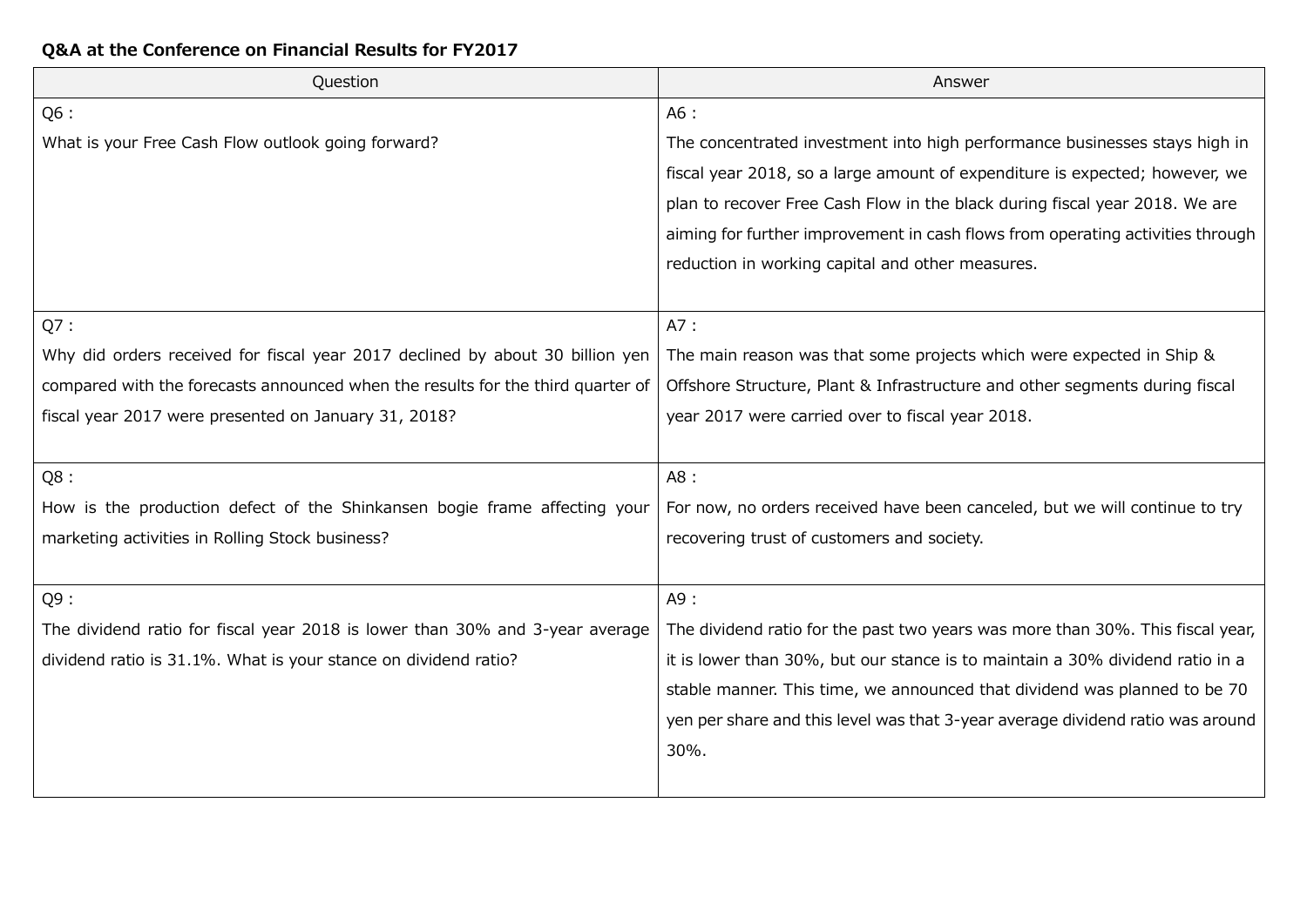**Q&A at the Conference on Financial Results for FY2017**

| Question | Answer |
|---|---|
| Q6 : What is your Free Cash Flow outlook going forward? | A6 : The concentrated investment into high performance businesses stays high in fiscal year 2018, so a large amount of expenditure is expected; however, we plan to recover Free Cash Flow in the black during fiscal year 2018. We are aiming for further improvement in cash flows from operating activities through reduction in working capital and other measures. |
| Q7 : Why did orders received for fiscal year 2017 declined by about 30 billion yen compared with the forecasts announced when the results for the third quarter of fiscal year 2017 were presented on January 31, 2018? | A7 : The main reason was that some projects which were expected in Ship & Offshore Structure, Plant & Infrastructure and other segments during fiscal year 2017 were carried over to fiscal year 2018. |
| Q8 : How is the production defect of the Shinkansen bogie frame affecting your marketing activities in Rolling Stock business? | A8 : For now, no orders received have been canceled, but we will continue to try recovering trust of customers and society. |
| Q9 : The dividend ratio for fiscal year 2018 is lower than 30% and 3-year average dividend ratio is 31.1%. What is your stance on dividend ratio? | A9 : The dividend ratio for the past two years was more than 30%. This fiscal year, it is lower than 30%, but our stance is to maintain a 30% dividend ratio in a stable manner. This time, we announced that dividend was planned to be 70 yen per share and this level was that 3-year average dividend ratio was around 30%. |